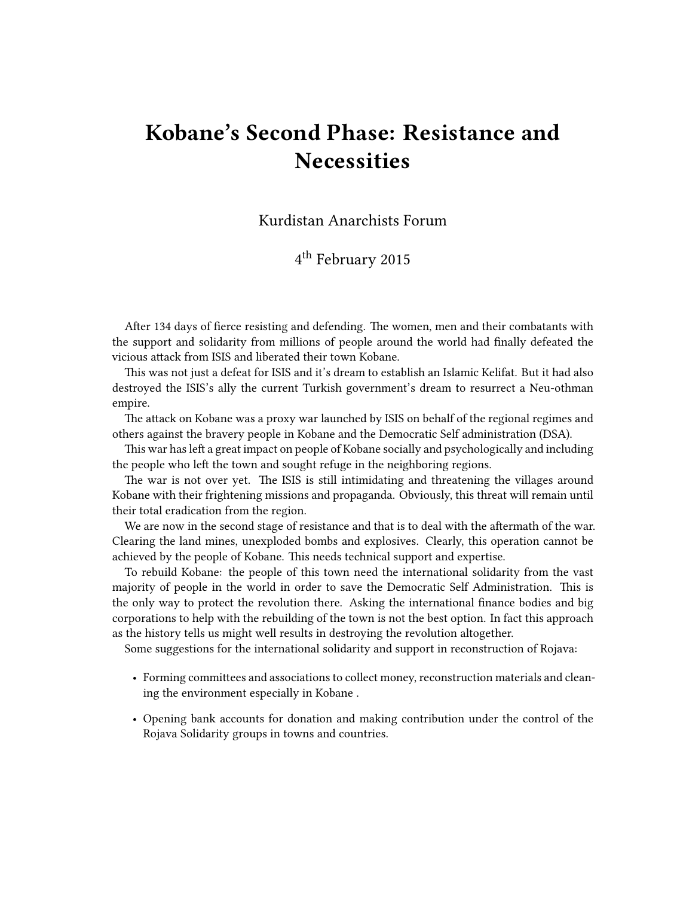# Kobane's Second Phase: Resistance and Necessities

Kurdistan Anarchists Forum

4th February 2015

After 134 days of fierce resisting and defending. The women, men and their combatants with the support and solidarity from millions of people around the world had finally defeated the vicious attack from ISIS and liberated their town Kobane.

This was not just a defeat for ISIS and it's dream to establish an Islamic Kelifat. But it had also destroyed the ISIS's ally the current Turkish government's dream to resurrect a Neu-othman empire.

The attack on Kobane was a proxy war launched by ISIS on behalf of the regional regimes and others against the bravery people in Kobane and the Democratic Self administration (DSA).

This war has left a great impact on people of Kobane socially and psychologically and including the people who left the town and sought refuge in the neighboring regions.

The war is not over yet. The ISIS is still intimidating and threatening the villages around Kobane with their frightening missions and propaganda. Obviously, this threat will remain until their total eradication from the region.

We are now in the second stage of resistance and that is to deal with the aftermath of the war. Clearing the land mines, unexploded bombs and explosives. Clearly, this operation cannot be achieved by the people of Kobane. This needs technical support and expertise.

To rebuild Kobane: the people of this town need the international solidarity from the vast majority of people in the world in order to save the Democratic Self Administration. This is the only way to protect the revolution there. Asking the international finance bodies and big corporations to help with the rebuilding of the town is not the best option. In fact this approach as the history tells us might well results in destroying the revolution altogether.

Some suggestions for the international solidarity and support in reconstruction of Rojava:

- Forming committees and associations to collect money, reconstruction materials and cleaning the environment especially in Kobane .
- Opening bank accounts for donation and making contribution under the control of the Rojava Solidarity groups in towns and countries.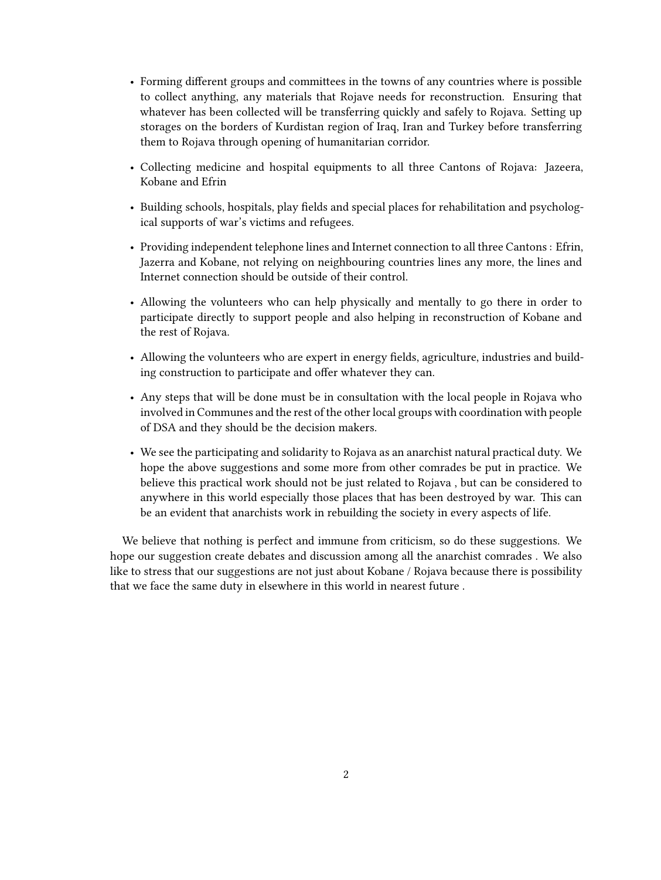- Forming different groups and committees in the towns of any countries where is possible to collect anything, any materials that Rojave needs for reconstruction. Ensuring that whatever has been collected will be transferring quickly and safely to Rojava. Setting up storages on the borders of Kurdistan region of Iraq, Iran and Turkey before transferring them to Rojava through opening of humanitarian corridor.
- Collecting medicine and hospital equipments to all three Cantons of Rojava: Jazeera, Kobane and Efrin
- Building schools, hospitals, play fields and special places for rehabilitation and psychological supports of war's victims and refugees.
- Providing independent telephone lines and Internet connection to all three Cantons : Efrin, Jazerra and Kobane, not relying on neighbouring countries lines any more, the lines and Internet connection should be outside of their control.
- Allowing the volunteers who can help physically and mentally to go there in order to participate directly to support people and also helping in reconstruction of Kobane and the rest of Rojava.
- Allowing the volunteers who are expert in energy fields, agriculture, industries and building construction to participate and offer whatever they can.
- Any steps that will be done must be in consultation with the local people in Rojava who involved in Communes and the rest of the other local groups with coordination with people of DSA and they should be the decision makers.
- We see the participating and solidarity to Rojava as an anarchist natural practical duty. We hope the above suggestions and some more from other comrades be put in practice. We believe this practical work should not be just related to Rojava , but can be considered to anywhere in this world especially those places that has been destroyed by war. This can be an evident that anarchists work in rebuilding the society in every aspects of life.

We believe that nothing is perfect and immune from criticism, so do these suggestions. We hope our suggestion create debates and discussion among all the anarchist comrades . We also like to stress that our suggestions are not just about Kobane / Rojava because there is possibility that we face the same duty in elsewhere in this world in nearest future .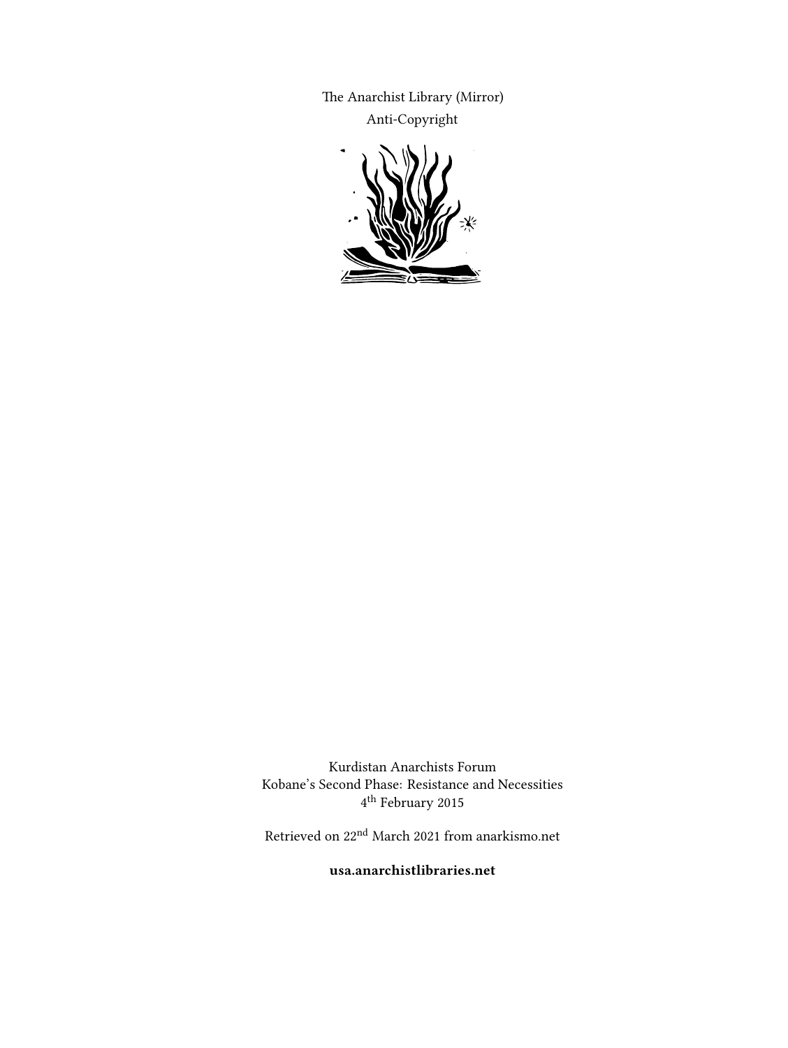The Anarchist Library (Mirror)
Anti-Copyright

Kurdistan Anarchists Forum
Kobane's Second Phase: Resistance and Necessities
4th February 2015

Retrieved on 22nd March 2021 from anarkismo.net

**usa.anarchistlibraries.net**